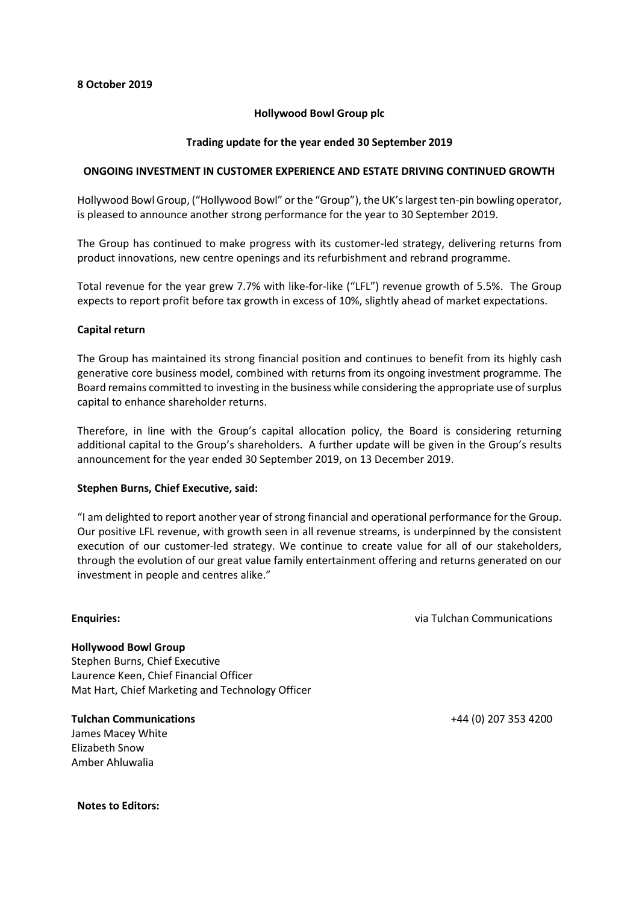**8 October 2019**

**Hollywood Bowl Group plc**

**Trading update for the year ended 30 September 2019**

**ONGOING INVESTMENT IN CUSTOMER EXPERIENCE AND ESTATE DRIVING CONTINUED GROWTH**

Hollywood Bowl Group, ("Hollywood Bowl" or the "Group"), the UK's largest ten-pin bowling operator, is pleased to announce another strong performance for the year to 30 September 2019.

The Group has continued to make progress with its customer-led strategy, delivering returns from product innovations, new centre openings and its refurbishment and rebrand programme.

Total revenue for the year grew 7.7% with like-for-like ("LFL") revenue growth of 5.5%. The Group expects to report profit before tax growth in excess of 10%, slightly ahead of market expectations.

**Capital return**

The Group has maintained its strong financial position and continues to benefit from its highly cash generative core business model, combined with returns from its ongoing investment programme. The Board remains committed to investing in the business while considering the appropriate use of surplus capital to enhance shareholder returns.

Therefore, in line with the Group's capital allocation policy, the Board is considering returning additional capital to the Group's shareholders. A further update will be given in the Group's results announcement for the year ended 30 September 2019, on 13 December 2019.

**Stephen Burns, Chief Executive, said:**

"I am delighted to report another year of strong financial and operational performance for the Group. Our positive LFL revenue, with growth seen in all revenue streams, is underpinned by the consistent execution of our customer-led strategy. We continue to create value for all of our stakeholders, through the evolution of our great value family entertainment offering and returns generated on our investment in people and centres alike."

**Enquiries:** via Tulchan Communications

**Hollywood Bowl Group**
Stephen Burns, Chief Executive
Laurence Keen, Chief Financial Officer
Mat Hart, Chief Marketing and Technology Officer

**Tulchan Communications** +44 (0) 207 353 4200
James Macey White
Elizabeth Snow
Amber Ahluwalia

**Notes to Editors:**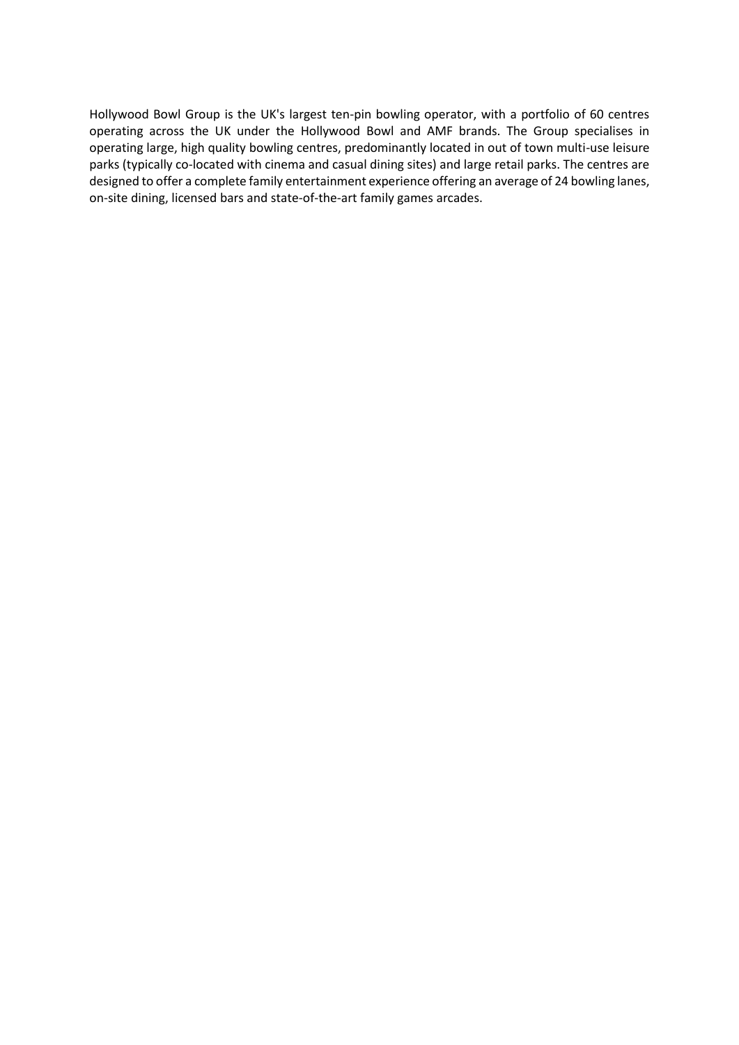Hollywood Bowl Group is the UK's largest ten-pin bowling operator, with a portfolio of 60 centres operating across the UK under the Hollywood Bowl and AMF brands. The Group specialises in operating large, high quality bowling centres, predominantly located in out of town multi-use leisure parks (typically co-located with cinema and casual dining sites) and large retail parks. The centres are designed to offer a complete family entertainment experience offering an average of 24 bowling lanes, on-site dining, licensed bars and state-of-the-art family games arcades.